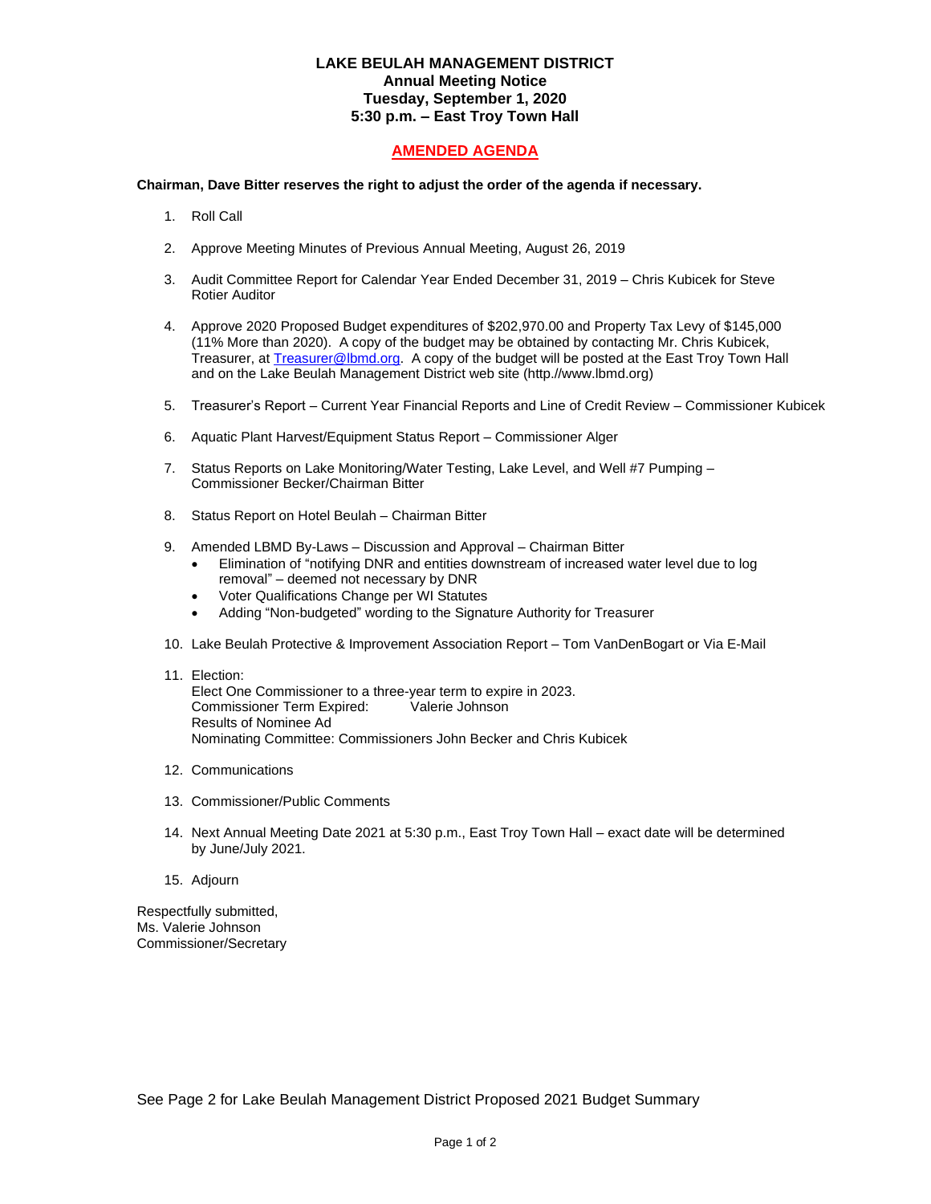# LAKE BEULAH MANAGEMENT DISTRICT

**Annual Meeting Notice**
**Tuesday, September 1, 2020**
**5:30 p.m. – East Troy Town Hall**

## AMENDED AGENDA

**Chairman, Dave Bitter reserves the right to adjust the order of the agenda if necessary.**

1. Roll Call

2. Approve Meeting Minutes of Previous Annual Meeting, August 26, 2019

3. Audit Committee Report for Calendar Year Ended December 31, 2019 – Chris Kubicek for Steve Rotier Auditor

4. Approve 2020 Proposed Budget expenditures of $202,970.00 and Property Tax Levy of $145,000 (11% More than 2020). A copy of the budget may be obtained by contacting Mr. Chris Kubicek, Treasurer, at Treasurer@lbmd.org. A copy of the budget will be posted at the East Troy Town Hall and on the Lake Beulah Management District web site (http.//www.lbmd.org)

5. Treasurer's Report – Current Year Financial Reports and Line of Credit Review – Commissioner Kubicek

6. Aquatic Plant Harvest/Equipment Status Report – Commissioner Alger

7. Status Reports on Lake Monitoring/Water Testing, Lake Level, and Well #7 Pumping – Commissioner Becker/Chairman Bitter

8. Status Report on Hotel Beulah – Chairman Bitter

9. Amended LBMD By-Laws – Discussion and Approval – Chairman Bitter
   - Elimination of "notifying DNR and entities downstream of increased water level due to log removal" – deemed not necessary by DNR
   - Voter Qualifications Change per WI Statutes
   - Adding "Non-budgeted" wording to the Signature Authority for Treasurer

10. Lake Beulah Protective & Improvement Association Report – Tom VanDenBogart or Via E-Mail

11. Election:
    Elect One Commissioner to a three-year term to expire in 2023.
    Commissioner Term Expired: Valerie Johnson
    Results of Nominee Ad
    Nominating Committee: Commissioners John Becker and Chris Kubicek

12. Communications

13. Commissioner/Public Comments

14. Next Annual Meeting Date 2021 at 5:30 p.m., East Troy Town Hall – exact date will be determined by June/July 2021.

15. Adjourn

Respectfully submitted,
Ms. Valerie Johnson
Commissioner/Secretary

See Page 2 for Lake Beulah Management District Proposed 2021 Budget Summary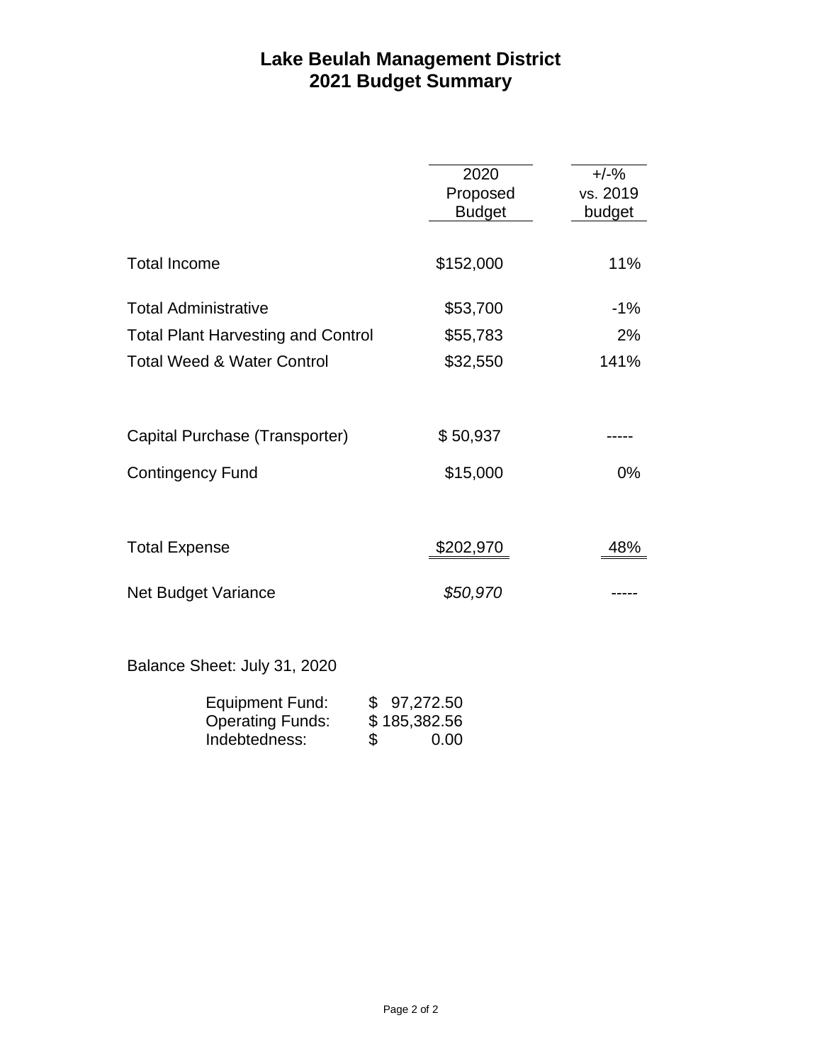# Lake Beulah Management District
## 2021 Budget Summary

| | 2020 Proposed Budget | +/-% vs. 2019 budget |
|---|---|---|
| Total Income | $152,000 | 11% |
| Total Administrative | $53,700 | -1% |
| Total Plant Harvesting and Control | $55,783 | 2% |
| Total Weed & Water Control | $32,550 | 141% |
| Capital Purchase (Transporter) | $ 50,937 | ----- |
| Contingency Fund | $15,000 | 0% |
| Total Expense | $202,970 | 48% |
| Net Budget Variance | *$50,970* | ----- |

Balance Sheet: July 31, 2020

| | |
|---|---|
| Equipment Fund: | $ 97,272.50 |
| Operating Funds: | $ 185,382.56 |
| Indebtedness: | $ 0.00 |